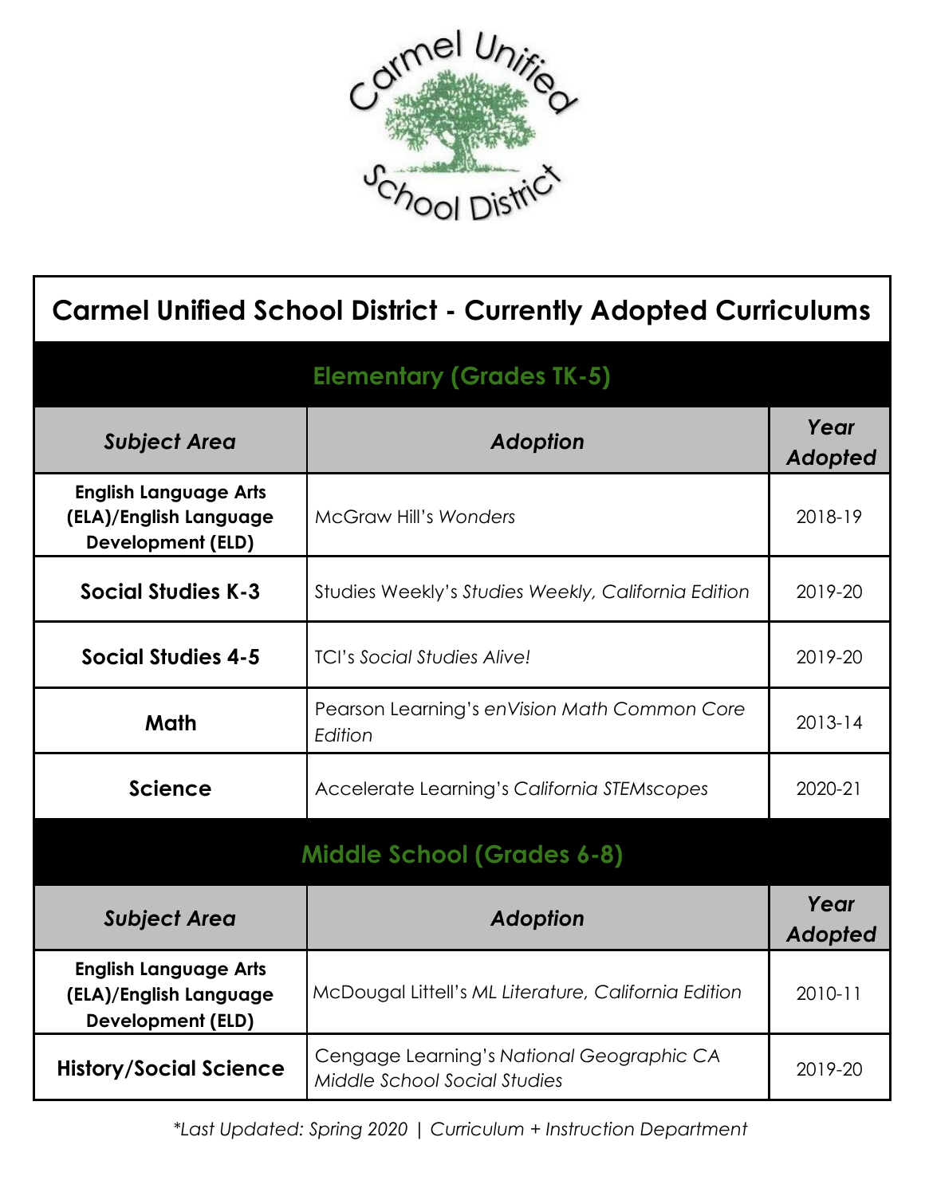# Carmel Unified School District - Currently Adopted Curriculums

## Elementary (Grades TK-5)

| *Subject Area* | *Adoption* | *Year Adopted* |
|---|---|---|
| **English Language Arts (ELA)/English Language Development (ELD)** | McGraw Hill's *Wonders* | 2018-19 |
| **Social Studies K-3** | Studies Weekly's *Studies Weekly, California Edition* | 2019-20 |
| **Social Studies 4-5** | TCI's *Social Studies Alive!* | 2019-20 |
| **Math** | Pearson Learning's *enVision Math Common Core Edition* | 2013-14 |
| **Science** | Accelerate Learning's *California STEMscopes* | 2020-21 |

## Middle School (Grades 6-8)

| *Subject Area* | *Adoption* | *Year Adopted* |
|---|---|---|
| **English Language Arts (ELA)/English Language Development (ELD)** | McDougal Littell's *ML Literature, California Edition* | 2010-11 |
| **History/Social Science** | Cengage Learning's *National Geographic CA Middle School Social Studies* | 2019-20 |

*\*Last Updated: Spring 2020 | Curriculum + Instruction Department*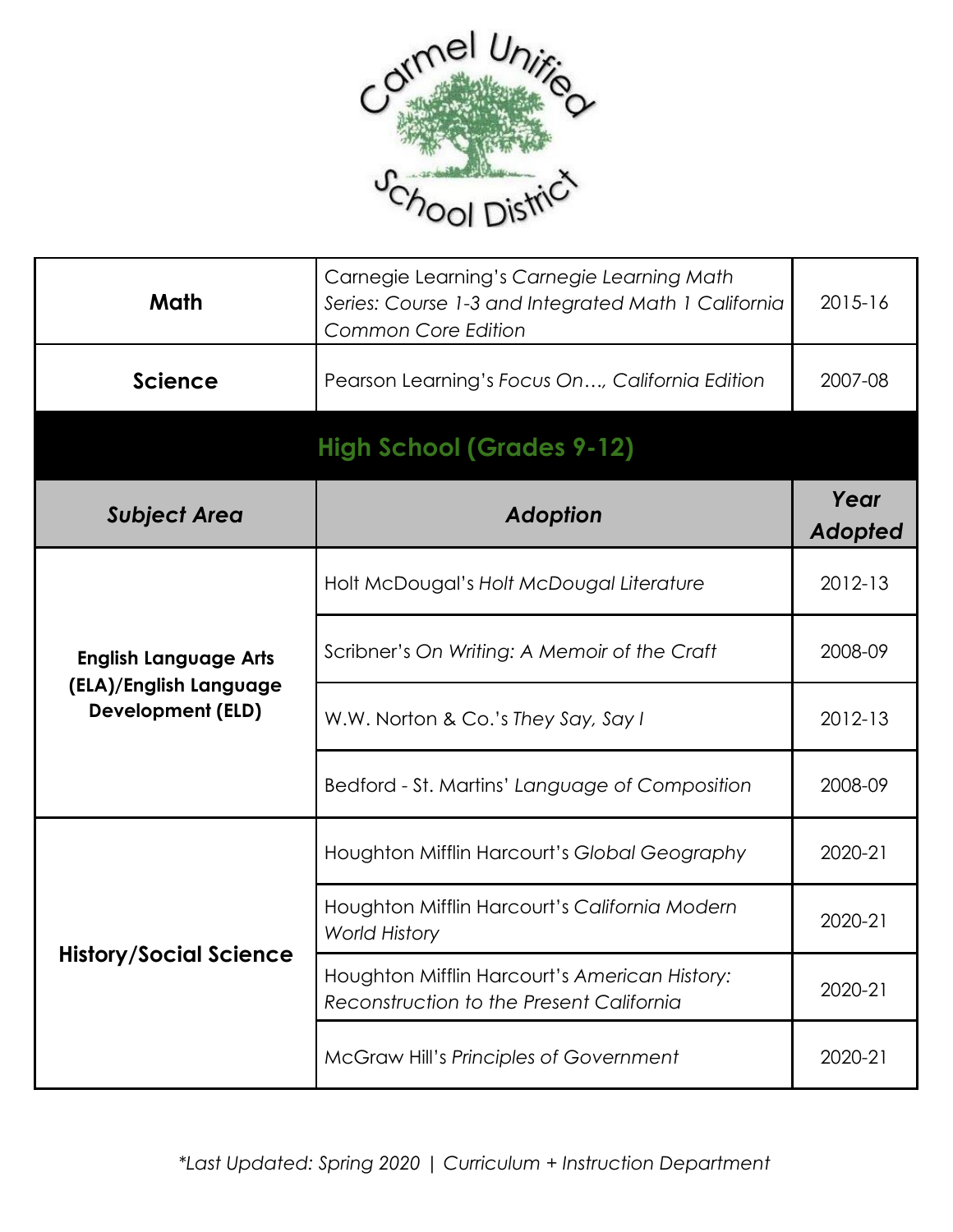Carmel Unified School District

| | | |
|---|---|---|
| **Math** | Carnegie Learning's *Carnegie Learning Math Series: Course 1-3 and Integrated Math 1 California Common Core Edition* | 2015-16 |
| **Science** | Pearson Learning's *Focus On…, California Edition* | 2007-08 |

## High School (Grades 9-12)

| *Subject Area* | *Adoption* | *Year Adopted* |
|---|---|---|
| **English Language Arts (ELA)/English Language Development (ELD)** | Holt McDougal's *Holt McDougal Literature* | 2012-13 |
| | Scribner's *On Writing: A Memoir of the Craft* | 2008-09 |
| | W.W. Norton & Co.'s *They Say, Say I* | 2012-13 |
| | Bedford - St. Martins' *Language of Composition* | 2008-09 |
| **History/Social Science** | Houghton Mifflin Harcourt's *Global Geography* | 2020-21 |
| | Houghton Mifflin Harcourt's *California Modern World History* | 2020-21 |
| | Houghton Mifflin Harcourt's *American History: Reconstruction to the Present California* | 2020-21 |
| | McGraw Hill's *Principles of Government* | 2020-21 |

*\*Last Updated: Spring 2020 | Curriculum + Instruction Department*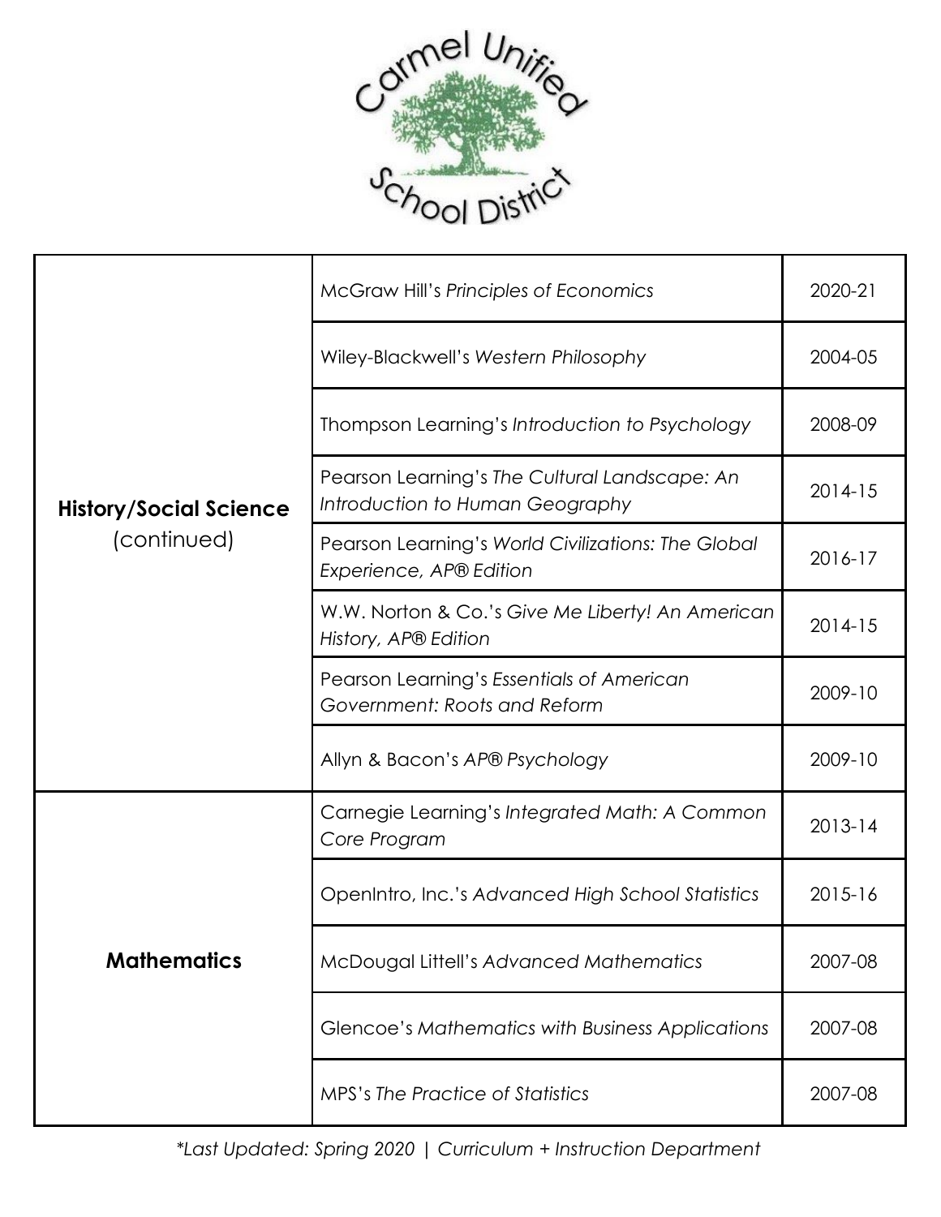| | | |
|---|---|---|
| **History/Social Science** (continued) | McGraw Hill's *Principles of Economics* | 2020-21 |
| | Wiley-Blackwell's *Western Philosophy* | 2004-05 |
| | Thompson Learning's *Introduction to Psychology* | 2008-09 |
| | Pearson Learning's *The Cultural Landscape: An Introduction to Human Geography* | 2014-15 |
| | Pearson Learning's *World Civilizations: The Global Experience, AP® Edition* | 2016-17 |
| | W.W. Norton & Co.'s *Give Me Liberty! An American History, AP® Edition* | 2014-15 |
| | Pearson Learning's *Essentials of American Government: Roots and Reform* | 2009-10 |
| | Allyn & Bacon's *AP® Psychology* | 2009-10 |
| **Mathematics** | Carnegie Learning's *Integrated Math: A Common Core Program* | 2013-14 |
| | OpenIntro, Inc.'s *Advanced High School Statistics* | 2015-16 |
| | McDougal Littell's *Advanced Mathematics* | 2007-08 |
| | Glencoe's *Mathematics with Business Applications* | 2007-08 |
| | MPS's *The Practice of Statistics* | 2007-08 |

*\*Last Updated: Spring 2020 | Curriculum + Instruction Department*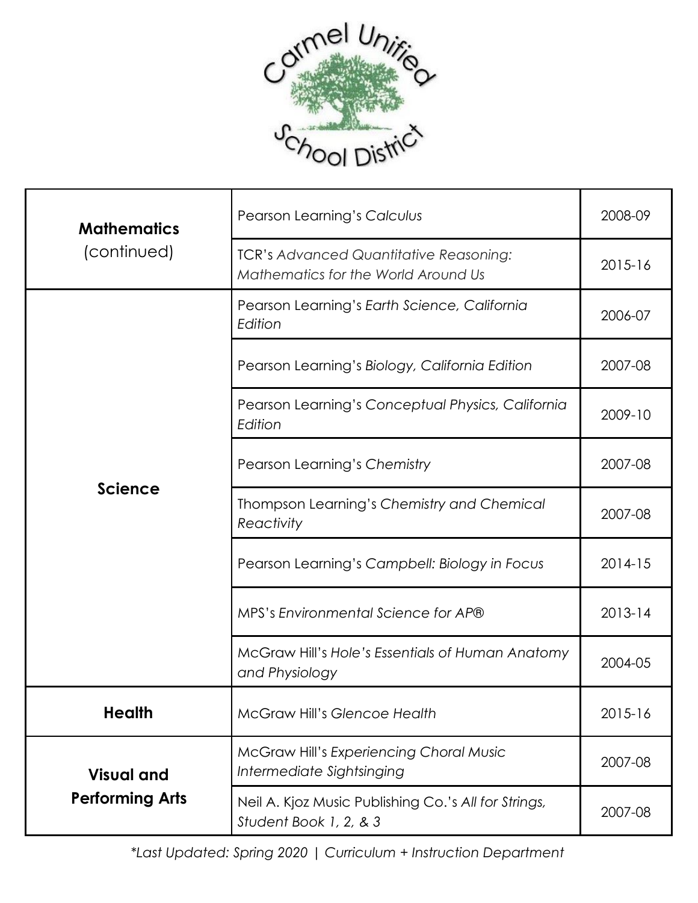| | | |
|---|---|---|
| **Mathematics** (continued) | Pearson Learning's *Calculus* | 2008-09 |
| | TCR's *Advanced Quantitative Reasoning: Mathematics for the World Around Us* | 2015-16 |
| **Science** | Pearson Learning's *Earth Science, California Edition* | 2006-07 |
| | Pearson Learning's *Biology, California Edition* | 2007-08 |
| | Pearson Learning's *Conceptual Physics, California Edition* | 2009-10 |
| | Pearson Learning's *Chemistry* | 2007-08 |
| | Thompson Learning's *Chemistry and Chemical Reactivity* | 2007-08 |
| | Pearson Learning's *Campbell: Biology in Focus* | 2014-15 |
| | MPS's *Environmental Science for AP®* | 2013-14 |
| | McGraw Hill's *Hole's Essentials of Human Anatomy and Physiology* | 2004-05 |
| **Health** | McGraw Hill's *Glencoe Health* | 2015-16 |
| **Visual and Performing Arts** | McGraw Hill's *Experiencing Choral Music Intermediate Sightsinging* | 2007-08 |
| | Neil A. Kjoz Music Publishing Co.'s *All for Strings, Student Book 1, 2, & 3* | 2007-08 |

*\*Last Updated: Spring 2020 | Curriculum + Instruction Department*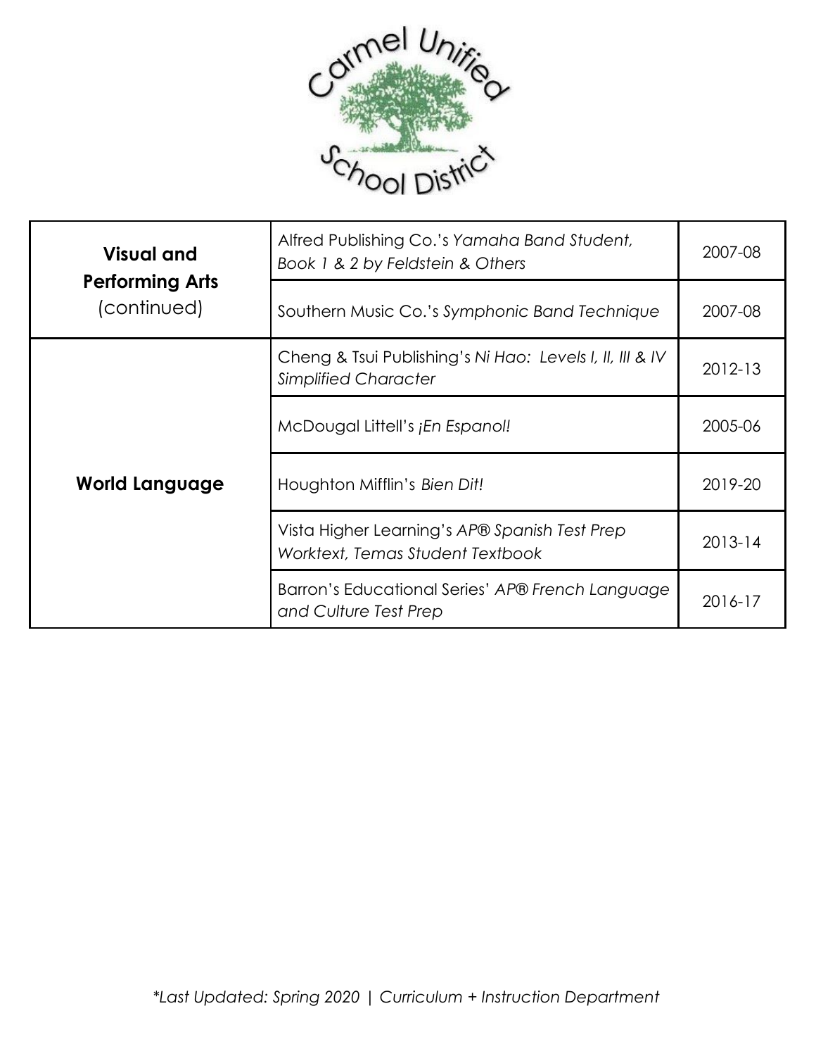| | | |
|---|---|---|
| **Visual and Performing Arts** (continued) | Alfred Publishing Co.'s *Yamaha Band Student, Book 1 & 2 by Feldstein & Others* | 2007-08 |
| | Southern Music Co.'s *Symphonic Band Technique* | 2007-08 |
| **World Language** | Cheng & Tsui Publishing's *Ni Hao: Levels I, II, III & IV Simplified Character* | 2012-13 |
| | McDougal Littell's *¡En Espanol!* | 2005-06 |
| | Houghton Mifflin's *Bien Dit!* | 2019-20 |
| | Vista Higher Learning's *AP® Spanish Test Prep Worktext, Temas Student Textbook* | 2013-14 |
| | Barron's Educational Series' *AP® French Language and Culture Test Prep* | 2016-17 |

*\*Last Updated: Spring 2020 | Curriculum + Instruction Department*